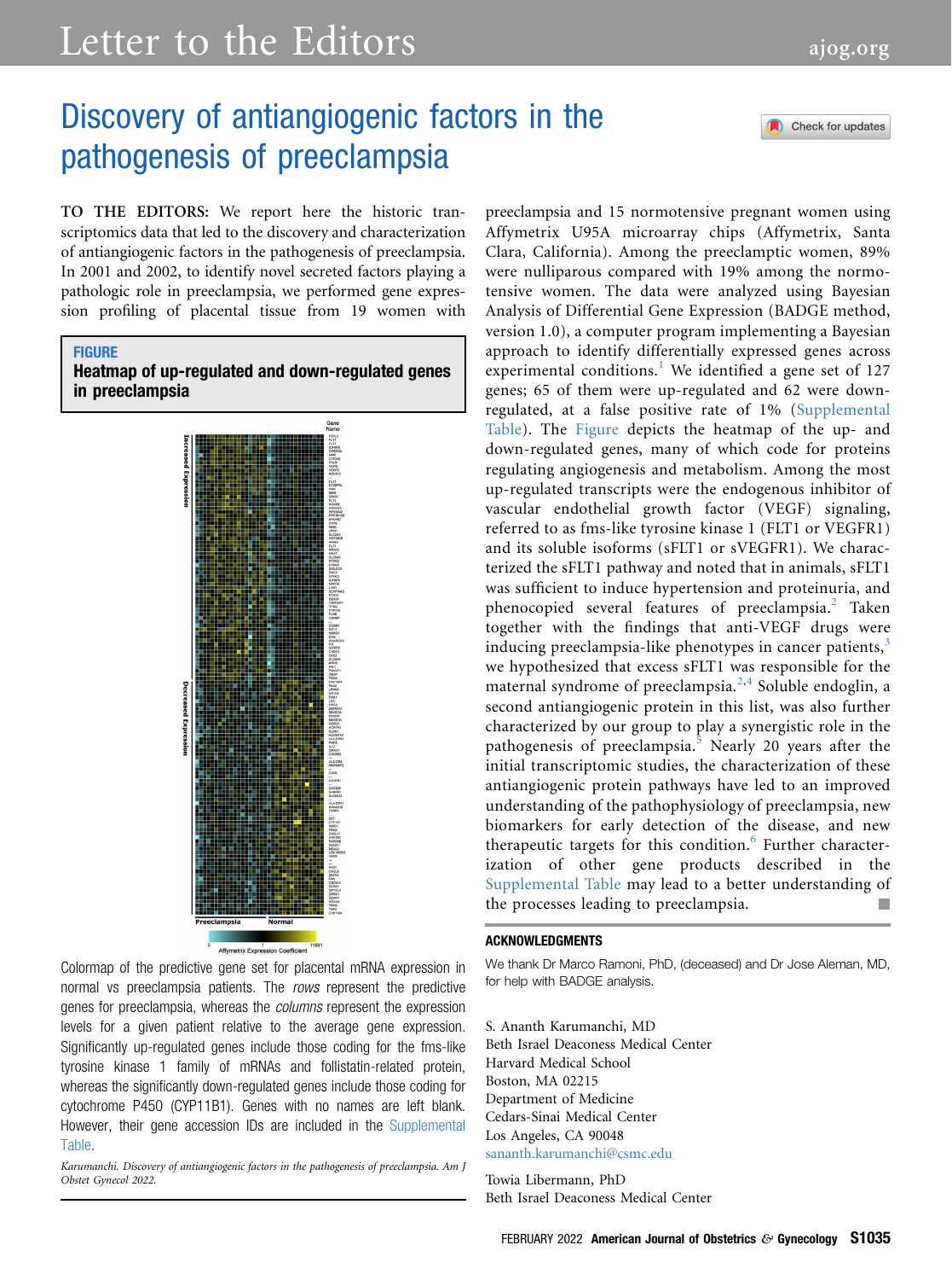# Discovery of antiangiogenic factors in the pathogenesis of preeclampsia

**TO THE EDITORS:** We report here the historic transcriptomics data that led to the discovery and characterization of antiangiogenic factors in the pathogenesis of preeclampsia. In 2001 and 2002, to identify novel secreted factors playing a pathologic role in preeclampsia, we performed gene expression profiling of placental tissue from 19 women with preeclampsia and 15 normotensive pregnant women using Affymetrix U95A microarray chips (Affymetrix, Santa Clara, California). Among the preeclamptic women, 89% were nulliparous compared with 19% among the normotensive women. The data were analyzed using Bayesian Analysis of Differential Gene Expression (BADGE method, version 1.0), a computer program implementing a Bayesian approach to identify differentially expressed genes across experimental conditions.[1] We identified a gene set of 127 genes; 65 of them were up-regulated and 62 were down-regulated, at a false positive rate of 1% (Supplemental Table). The Figure depicts the heatmap of the up- and down-regulated genes, many of which code for proteins regulating angiogenesis and metabolism. Among the most up-regulated transcripts were the endogenous inhibitor of vascular endothelial growth factor (VEGF) signaling, referred to as fms-like tyrosine kinase 1 (FLT1 or VEGFR1) and its soluble isoforms (sFLT1 or sVEGFR1). We characterized the sFLT1 pathway and noted that in animals, sFLT1 was sufficient to induce hypertension and proteinuria, and phenocopied several features of preeclampsia.[2] Taken together with the findings that anti-VEGF drugs were inducing preeclampsia-like phenotypes in cancer patients,[3] we hypothesized that excess sFLT1 was responsible for the maternal syndrome of preeclampsia.[2,4] Soluble endoglin, a second antiangiogenic protein in this list, was also further characterized by our group to play a synergistic role in the pathogenesis of preeclampsia.[5] Nearly 20 years after the initial transcriptomic studies, the characterization of these antiangiogenic protein pathways have led to an improved understanding of the pathophysiology of preeclampsia, new biomarkers for early detection of the disease, and new therapeutic targets for this condition.[6] Further characterization of other gene products described in the Supplemental Table may lead to a better understanding of the processes leading to preeclampsia. ■

**FIGURE**
**Heatmap of up-regulated and down-regulated genes in preeclampsia**

Colormap of the predictive gene set for placental mRNA expression in normal vs preeclampsia patients. The *rows* represent the predictive genes for preeclampsia, whereas the *columns* represent the expression levels for a given patient relative to the average gene expression. Significantly up-regulated genes include those coding for the fms-like tyrosine kinase 1 family of mRNAs and follistatin-related protein, whereas the significantly down-regulated genes include those coding for cytochrome P450 (CYP11B1). Genes with no names are left blank. However, their gene accession IDs are included in the Supplemental Table.

*Karumanchi. Discovery of antiangiogenic factors in the pathogenesis of preeclampsia. Am J Obstet Gynecol 2022.*

## ACKNOWLEDGMENTS

We thank Dr Marco Ramoni, PhD, (deceased) and Dr Jose Aleman, MD, for help with BADGE analysis.

S. Ananth Karumanchi, MD
Beth Israel Deaconess Medical Center
Harvard Medical School
Boston, MA 02215
Department of Medicine
Cedars-Sinai Medical Center
Los Angeles, CA 90048
sananth.karumanchi@csmc.edu

Towia Libermann, PhD
Beth Israel Deaconess Medical Center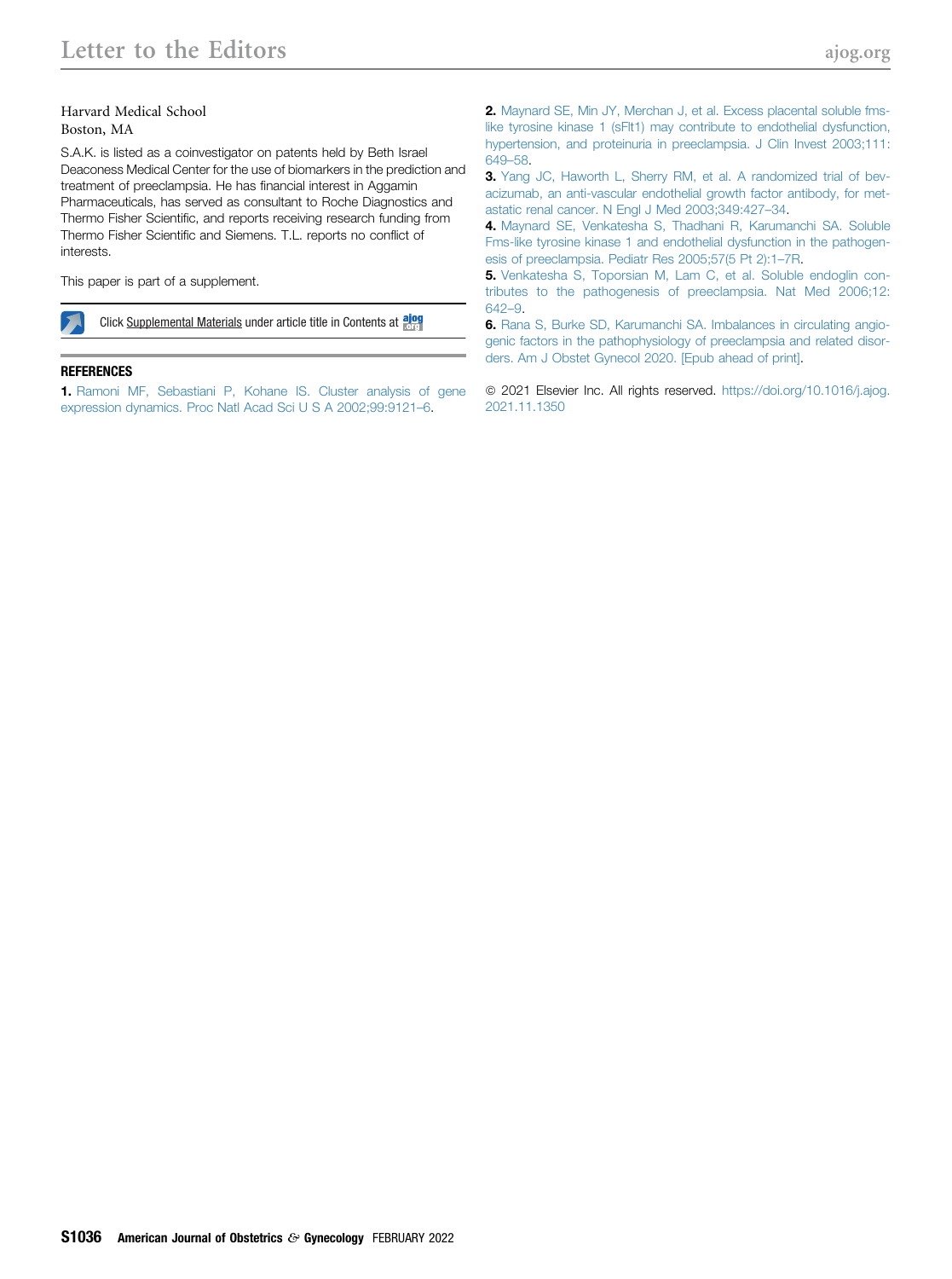Harvard Medical School
Boston, MA

S.A.K. is listed as a coinvestigator on patents held by Beth Israel Deaconess Medical Center for the use of biomarkers in the prediction and treatment of preeclampsia. He has financial interest in Aggamin Pharmaceuticals, has served as consultant to Roche Diagnostics and Thermo Fisher Scientific, and reports receiving research funding from Thermo Fisher Scientific and Siemens. T.L. reports no conflict of interests.

This paper is part of a supplement.

Click Supplemental Materials under article title in Contents at ajog.org

## REFERENCES

1. Ramoni MF, Sebastiani P, Kohane IS. Cluster analysis of gene expression dynamics. Proc Natl Acad Sci U S A 2002;99:9121–6.
2. Maynard SE, Min JY, Merchan J, et al. Excess placental soluble fms-like tyrosine kinase 1 (sFlt1) may contribute to endothelial dysfunction, hypertension, and proteinuria in preeclampsia. J Clin Invest 2003;111:649–58.
3. Yang JC, Haworth L, Sherry RM, et al. A randomized trial of bevacizumab, an anti-vascular endothelial growth factor antibody, for metastatic renal cancer. N Engl J Med 2003;349:427–34.
4. Maynard SE, Venkatesha S, Thadhani R, Karumanchi SA. Soluble Fms-like tyrosine kinase 1 and endothelial dysfunction in the pathogenesis of preeclampsia. Pediatr Res 2005;57(5 Pt 2):1–7R.
5. Venkatesha S, Toporsian M, Lam C, et al. Soluble endoglin contributes to the pathogenesis of preeclampsia. Nat Med 2006;12:642–9.
6. Rana S, Burke SD, Karumanchi SA. Imbalances in circulating angiogenic factors in the pathophysiology of preeclampsia and related disorders. Am J Obstet Gynecol 2020. [Epub ahead of print].

© 2021 Elsevier Inc. All rights reserved. https://doi.org/10.1016/j.ajog.2021.11.1350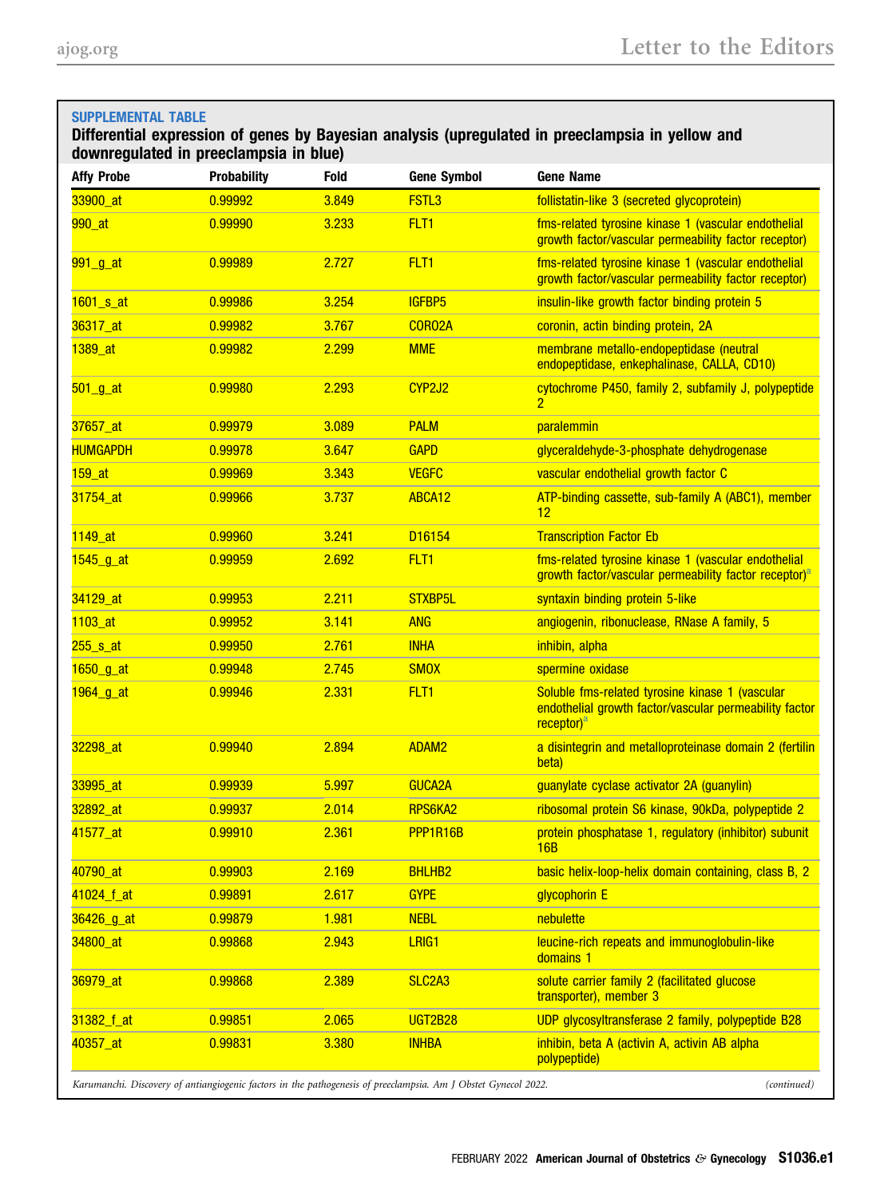**SUPPLEMENTAL TABLE**

**Differential expression of genes by Bayesian analysis (upregulated in preeclampsia in yellow and downregulated in preeclampsia in blue)**

| Affy Probe | Probability | Fold | Gene Symbol | Gene Name |
|---|---|---|---|---|
| 33900_at | 0.99992 | 3.849 | FSTL3 | follistatin-like 3 (secreted glycoprotein) |
| 990_at | 0.99990 | 3.233 | FLT1 | fms-related tyrosine kinase 1 (vascular endothelial growth factor/vascular permeability factor receptor) |
| 991_g_at | 0.99989 | 2.727 | FLT1 | fms-related tyrosine kinase 1 (vascular endothelial growth factor/vascular permeability factor receptor) |
| 1601_s_at | 0.99986 | 3.254 | IGFBP5 | insulin-like growth factor binding protein 5 |
| 36317_at | 0.99982 | 3.767 | CORO2A | coronin, actin binding protein, 2A |
| 1389_at | 0.99982 | 2.299 | MME | membrane metallo-endopeptidase (neutral endopeptidase, enkephalinase, CALLA, CD10) |
| 501_g_at | 0.99980 | 2.293 | CYP2J2 | cytochrome P450, family 2, subfamily J, polypeptide 2 |
| 37657_at | 0.99979 | 3.089 | PALM | paralemmin |
| HUMGAPDH | 0.99978 | 3.647 | GAPD | glyceraldehyde-3-phosphate dehydrogenase |
| 159_at | 0.99969 | 3.343 | VEGFC | vascular endothelial growth factor C |
| 31754_at | 0.99966 | 3.737 | ABCA12 | ATP-binding cassette, sub-family A (ABC1), member 12 |
| 1149_at | 0.99960 | 3.241 | D16154 | Transcription Factor Eb |
| 1545_g_at | 0.99959 | 2.692 | FLT1 | fms-related tyrosine kinase 1 (vascular endothelial growth factor/vascular permeability factor receptor)[a] |
| 34129_at | 0.99953 | 2.211 | STXBP5L | syntaxin binding protein 5-like |
| 1103_at | 0.99952 | 3.141 | ANG | angiogenin, ribonuclease, RNase A family, 5 |
| 255_s_at | 0.99950 | 2.761 | INHA | inhibin, alpha |
| 1650_g_at | 0.99948 | 2.745 | SMOX | spermine oxidase |
| 1964_g_at | 0.99946 | 2.331 | FLT1 | Soluble fms-related tyrosine kinase 1 (vascular endothelial growth factor/vascular permeability factor receptor)[a] |
| 32298_at | 0.99940 | 2.894 | ADAM2 | a disintegrin and metalloproteinase domain 2 (fertilin beta) |
| 33995_at | 0.99939 | 5.997 | GUCA2A | guanylate cyclase activator 2A (guanylin) |
| 32892_at | 0.99937 | 2.014 | RPS6KA2 | ribosomal protein S6 kinase, 90kDa, polypeptide 2 |
| 41577_at | 0.99910 | 2.361 | PPP1R16B | protein phosphatase 1, regulatory (inhibitor) subunit 16B |
| 40790_at | 0.99903 | 2.169 | BHLHB2 | basic helix-loop-helix domain containing, class B, 2 |
| 41024_f_at | 0.99891 | 2.617 | GYPE | glycophorin E |
| 36426_g_at | 0.99879 | 1.981 | NEBL | nebulette |
| 34800_at | 0.99868 | 2.943 | LRIG1 | leucine-rich repeats and immunoglobulin-like domains 1 |
| 36979_at | 0.99868 | 2.389 | SLC2A3 | solute carrier family 2 (facilitated glucose transporter), member 3 |
| 31382_f_at | 0.99851 | 2.065 | UGT2B28 | UDP glycosyltransferase 2 family, polypeptide B28 |
| 40357_at | 0.99831 | 3.380 | INHBA | inhibin, beta A (activin A, activin AB alpha polypeptide) |

*Karumanchi. Discovery of antiangiogenic factors in the pathogenesis of preeclampsia. Am J Obstet Gynecol 2022.* (continued)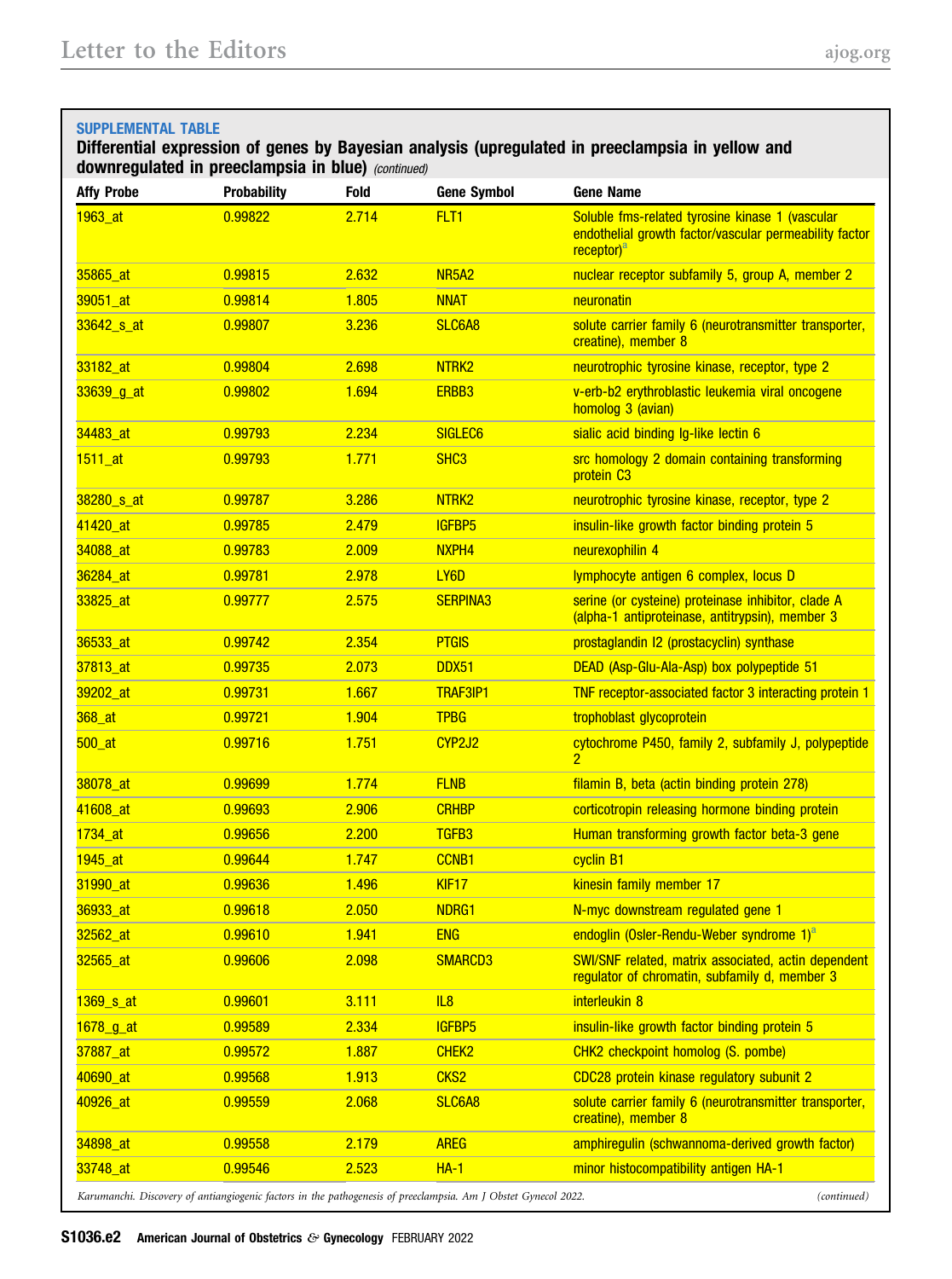**SUPPLEMENTAL TABLE**

**Differential expression of genes by Bayesian analysis (upregulated in preeclampsia in yellow and downregulated in preeclampsia in blue)** *(continued)*

| Affy Probe | Probability | Fold | Gene Symbol | Gene Name |
|---|---|---|---|---|
| 1963_at | 0.99822 | 2.714 | FLT1 | Soluble fms-related tyrosine kinase 1 (vascular endothelial growth factor/vascular permeability factor receptor)[a] |
| 35865_at | 0.99815 | 2.632 | NR5A2 | nuclear receptor subfamily 5, group A, member 2 |
| 39051_at | 0.99814 | 1.805 | NNAT | neuronatin |
| 33642_s_at | 0.99807 | 3.236 | SLC6A8 | solute carrier family 6 (neurotransmitter transporter, creatine), member 8 |
| 33182_at | 0.99804 | 2.698 | NTRK2 | neurotrophic tyrosine kinase, receptor, type 2 |
| 33639_g_at | 0.99802 | 1.694 | ERBB3 | v-erb-b2 erythroblastic leukemia viral oncogene homolog 3 (avian) |
| 34483_at | 0.99793 | 2.234 | SIGLEC6 | sialic acid binding Ig-like lectin 6 |
| 1511_at | 0.99793 | 1.771 | SHC3 | src homology 2 domain containing transforming protein C3 |
| 38280_s_at | 0.99787 | 3.286 | NTRK2 | neurotrophic tyrosine kinase, receptor, type 2 |
| 41420_at | 0.99785 | 2.479 | IGFBP5 | insulin-like growth factor binding protein 5 |
| 34088_at | 0.99783 | 2.009 | NXPH4 | neurexophilin 4 |
| 36284_at | 0.99781 | 2.978 | LY6D | lymphocyte antigen 6 complex, locus D |
| 33825_at | 0.99777 | 2.575 | SERPINA3 | serine (or cysteine) proteinase inhibitor, clade A (alpha-1 antiproteinase, antitrypsin), member 3 |
| 36533_at | 0.99742 | 2.354 | PTGIS | prostaglandin I2 (prostacyclin) synthase |
| 37813_at | 0.99735 | 2.073 | DDX51 | DEAD (Asp-Glu-Ala-Asp) box polypeptide 51 |
| 39202_at | 0.99731 | 1.667 | TRAF3IP1 | TNF receptor-associated factor 3 interacting protein 1 |
| 368_at | 0.99721 | 1.904 | TPBG | trophoblast glycoprotein |
| 500_at | 0.99716 | 1.751 | CYP2J2 | cytochrome P450, family 2, subfamily J, polypeptide 2 |
| 38078_at | 0.99699 | 1.774 | FLNB | filamin B, beta (actin binding protein 278) |
| 41608_at | 0.99693 | 2.906 | CRHBP | corticotropin releasing hormone binding protein |
| 1734_at | 0.99656 | 2.200 | TGFB3 | Human transforming growth factor beta-3 gene |
| 1945_at | 0.99644 | 1.747 | CCNB1 | cyclin B1 |
| 31990_at | 0.99636 | 1.496 | KIF17 | kinesin family member 17 |
| 36933_at | 0.99618 | 2.050 | NDRG1 | N-myc downstream regulated gene 1 |
| 32562_at | 0.99610 | 1.941 | ENG | endoglin (Osler-Rendu-Weber syndrome 1)[a] |
| 32565_at | 0.99606 | 2.098 | SMARCD3 | SWI/SNF related, matrix associated, actin dependent regulator of chromatin, subfamily d, member 3 |
| 1369_s_at | 0.99601 | 3.111 | IL8 | interleukin 8 |
| 1678_g_at | 0.99589 | 2.334 | IGFBP5 | insulin-like growth factor binding protein 5 |
| 37887_at | 0.99572 | 1.887 | CHEK2 | CHK2 checkpoint homolog (S. pombe) |
| 40690_at | 0.99568 | 1.913 | CKS2 | CDC28 protein kinase regulatory subunit 2 |
| 40926_at | 0.99559 | 2.068 | SLC6A8 | solute carrier family 6 (neurotransmitter transporter, creatine), member 8 |
| 34898_at | 0.99558 | 2.179 | AREG | amphiregulin (schwannoma-derived growth factor) |
| 33748_at | 0.99546 | 2.523 | HA-1 | minor histocompatibility antigen HA-1 |

*Karumanchi. Discovery of antiangiogenic factors in the pathogenesis of preeclampsia. Am J Obstet Gynecol 2022.* *(continued)*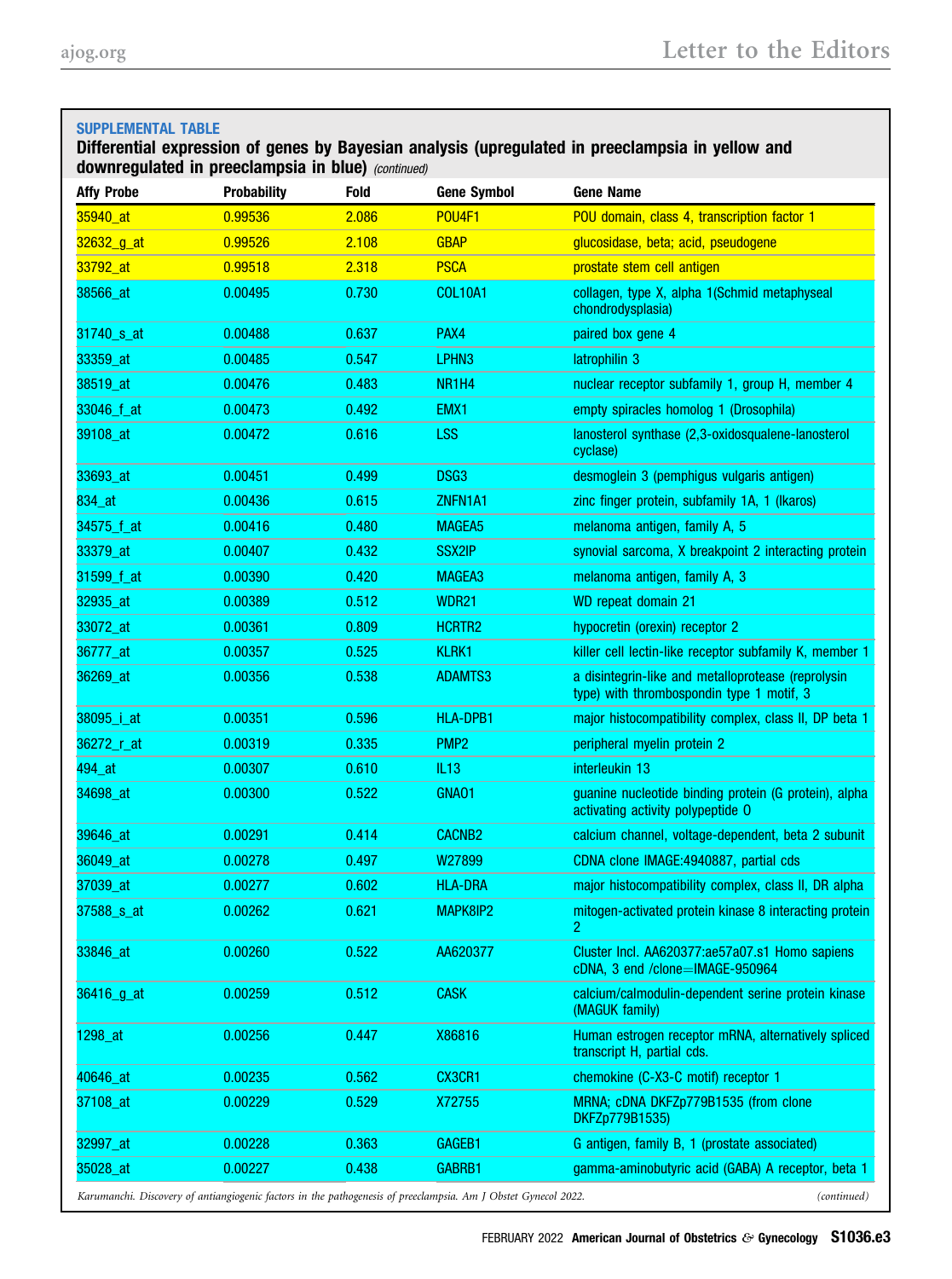**SUPPLEMENTAL TABLE**

**Differential expression of genes by Bayesian analysis (upregulated in preeclampsia in yellow and downregulated in preeclampsia in blue)** *(continued)*

| Affy Probe | Probability | Fold | Gene Symbol | Gene Name |
|---|---|---|---|---|
| 35940_at | 0.99536 | 2.086 | POU4F1 | POU domain, class 4, transcription factor 1 |
| 32632_g_at | 0.99526 | 2.108 | GBAP | glucosidase, beta; acid, pseudogene |
| 33792_at | 0.99518 | 2.318 | PSCA | prostate stem cell antigen |
| 38566_at | 0.00495 | 0.730 | COL10A1 | collagen, type X, alpha 1(Schmid metaphyseal chondrodysplasia) |
| 31740_s_at | 0.00488 | 0.637 | PAX4 | paired box gene 4 |
| 33359_at | 0.00485 | 0.547 | LPHN3 | latrophilin 3 |
| 38519_at | 0.00476 | 0.483 | NR1H4 | nuclear receptor subfamily 1, group H, member 4 |
| 33046_f_at | 0.00473 | 0.492 | EMX1 | empty spiracles homolog 1 (Drosophila) |
| 39108_at | 0.00472 | 0.616 | LSS | lanosterol synthase (2,3-oxidosqualene-lanosterol cyclase) |
| 33693_at | 0.00451 | 0.499 | DSG3 | desmoglein 3 (pemphigus vulgaris antigen) |
| 834_at | 0.00436 | 0.615 | ZNFN1A1 | zinc finger protein, subfamily 1A, 1 (Ikaros) |
| 34575_f_at | 0.00416 | 0.480 | MAGEA5 | melanoma antigen, family A, 5 |
| 33379_at | 0.00407 | 0.432 | SSX2IP | synovial sarcoma, X breakpoint 2 interacting protein |
| 31599_f_at | 0.00390 | 0.420 | MAGEA3 | melanoma antigen, family A, 3 |
| 32935_at | 0.00389 | 0.512 | WDR21 | WD repeat domain 21 |
| 33072_at | 0.00361 | 0.809 | HCRTR2 | hypocretin (orexin) receptor 2 |
| 36777_at | 0.00357 | 0.525 | KLRK1 | killer cell lectin-like receptor subfamily K, member 1 |
| 36269_at | 0.00356 | 0.538 | ADAMTS3 | a disintegrin-like and metalloprotease (reprolysin type) with thrombospondin type 1 motif, 3 |
| 38095_i_at | 0.00351 | 0.596 | HLA-DPB1 | major histocompatibility complex, class II, DP beta 1 |
| 36272_r_at | 0.00319 | 0.335 | PMP2 | peripheral myelin protein 2 |
| 494_at | 0.00307 | 0.610 | IL13 | interleukin 13 |
| 34698_at | 0.00300 | 0.522 | GNAO1 | guanine nucleotide binding protein (G protein), alpha activating activity polypeptide O |
| 39646_at | 0.00291 | 0.414 | CACNB2 | calcium channel, voltage-dependent, beta 2 subunit |
| 36049_at | 0.00278 | 0.497 | W27899 | CDNA clone IMAGE:4940887, partial cds |
| 37039_at | 0.00277 | 0.602 | HLA-DRA | major histocompatibility complex, class II, DR alpha |
| 37588_s_at | 0.00262 | 0.621 | MAPK8IP2 | mitogen-activated protein kinase 8 interacting protein 2 |
| 33846_at | 0.00260 | 0.522 | AA620377 | Cluster Incl. AA620377:ae57a07.s1 Homo sapiens cDNA, 3 end /clone=IMAGE-950964 |
| 36416_g_at | 0.00259 | 0.512 | CASK | calcium/calmodulin-dependent serine protein kinase (MAGUK family) |
| 1298_at | 0.00256 | 0.447 | X86816 | Human estrogen receptor mRNA, alternatively spliced transcript H, partial cds. |
| 40646_at | 0.00235 | 0.562 | CX3CR1 | chemokine (C-X3-C motif) receptor 1 |
| 37108_at | 0.00229 | 0.529 | X72755 | MRNA; cDNA DKFZp779B1535 (from clone DKFZp779B1535) |
| 32997_at | 0.00228 | 0.363 | GAGEB1 | G antigen, family B, 1 (prostate associated) |
| 35028_at | 0.00227 | 0.438 | GABRB1 | gamma-aminobutyric acid (GABA) A receptor, beta 1 |

*Karumanchi. Discovery of antiangiogenic factors in the pathogenesis of preeclampsia. Am J Obstet Gynecol 2022.* *(continued)*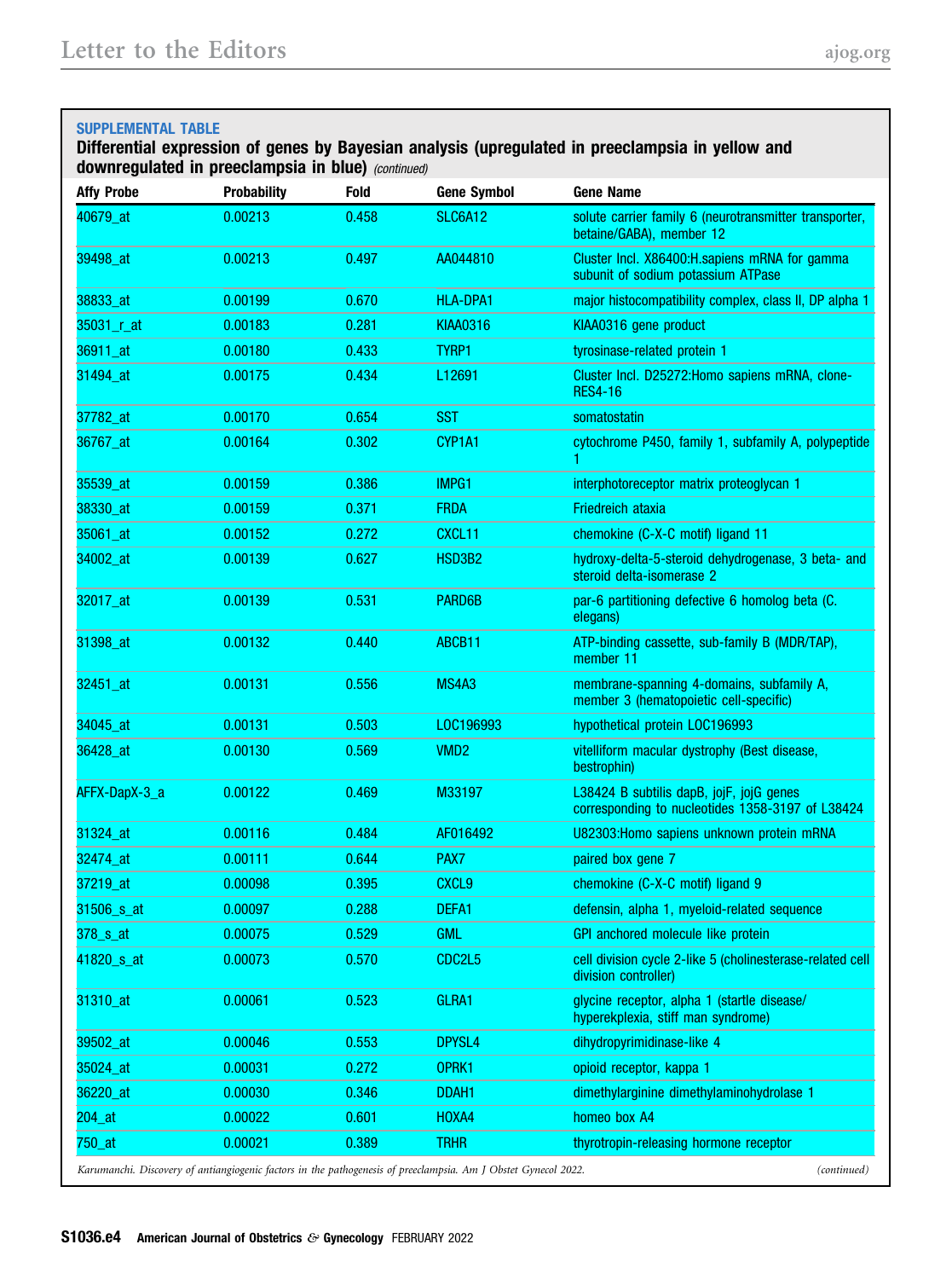**SUPPLEMENTAL TABLE**

**Differential expression of genes by Bayesian analysis (upregulated in preeclampsia in yellow and downregulated in preeclampsia in blue)** *(continued)*

| Affy Probe | Probability | Fold | Gene Symbol | Gene Name |
|---|---|---|---|---|
| 40679_at | 0.00213 | 0.458 | SLC6A12 | solute carrier family 6 (neurotransmitter transporter, betaine/GABA), member 12 |
| 39498_at | 0.00213 | 0.497 | AA044810 | Cluster Incl. X86400:H.sapiens mRNA for gamma subunit of sodium potassium ATPase |
| 38833_at | 0.00199 | 0.670 | HLA-DPA1 | major histocompatibility complex, class II, DP alpha 1 |
| 35031_r_at | 0.00183 | 0.281 | KIAA0316 | KIAA0316 gene product |
| 36911_at | 0.00180 | 0.433 | TYRP1 | tyrosinase-related protein 1 |
| 31494_at | 0.00175 | 0.434 | L12691 | Cluster Incl. D25272:Homo sapiens mRNA, clone-RES4-16 |
| 37782_at | 0.00170 | 0.654 | SST | somatostatin |
| 36767_at | 0.00164 | 0.302 | CYP1A1 | cytochrome P450, family 1, subfamily A, polypeptide 1 |
| 35539_at | 0.00159 | 0.386 | IMPG1 | interphotoreceptor matrix proteoglycan 1 |
| 38330_at | 0.00159 | 0.371 | FRDA | Friedreich ataxia |
| 35061_at | 0.00152 | 0.272 | CXCL11 | chemokine (C-X-C motif) ligand 11 |
| 34002_at | 0.00139 | 0.627 | HSD3B2 | hydroxy-delta-5-steroid dehydrogenase, 3 beta- and steroid delta-isomerase 2 |
| 32017_at | 0.00139 | 0.531 | PARD6B | par-6 partitioning defective 6 homolog beta (C. elegans) |
| 31398_at | 0.00132 | 0.440 | ABCB11 | ATP-binding cassette, sub-family B (MDR/TAP), member 11 |
| 32451_at | 0.00131 | 0.556 | MS4A3 | membrane-spanning 4-domains, subfamily A, member 3 (hematopoietic cell-specific) |
| 34045_at | 0.00131 | 0.503 | LOC196993 | hypothetical protein LOC196993 |
| 36428_at | 0.00130 | 0.569 | VMD2 | vitelliform macular dystrophy (Best disease, bestrophin) |
| AFFX-DapX-3_a | 0.00122 | 0.469 | M33197 | L38424 B subtilis dapB, jojF, jojG genes corresponding to nucleotides 1358-3197 of L38424 |
| 31324_at | 0.00116 | 0.484 | AF016492 | U82303:Homo sapiens unknown protein mRNA |
| 32474_at | 0.00111 | 0.644 | PAX7 | paired box gene 7 |
| 37219_at | 0.00098 | 0.395 | CXCL9 | chemokine (C-X-C motif) ligand 9 |
| 31506_s_at | 0.00097 | 0.288 | DEFA1 | defensin, alpha 1, myeloid-related sequence |
| 378_s_at | 0.00075 | 0.529 | GML | GPI anchored molecule like protein |
| 41820_s_at | 0.00073 | 0.570 | CDC2L5 | cell division cycle 2-like 5 (cholinesterase-related cell division controller) |
| 31310_at | 0.00061 | 0.523 | GLRA1 | glycine receptor, alpha 1 (startle disease/hyperekplexia, stiff man syndrome) |
| 39502_at | 0.00046 | 0.553 | DPYSL4 | dihydropyrimidinase-like 4 |
| 35024_at | 0.00031 | 0.272 | OPRK1 | opioid receptor, kappa 1 |
| 36220_at | 0.00030 | 0.346 | DDAH1 | dimethylarginine dimethylaminohydrolase 1 |
| 204_at | 0.00022 | 0.601 | HOXA4 | homeo box A4 |
| 750_at | 0.00021 | 0.389 | TRHR | thyrotropin-releasing hormone receptor |

*Karumanchi. Discovery of antiangiogenic factors in the pathogenesis of preeclampsia. Am J Obstet Gynecol 2022.* *(continued)*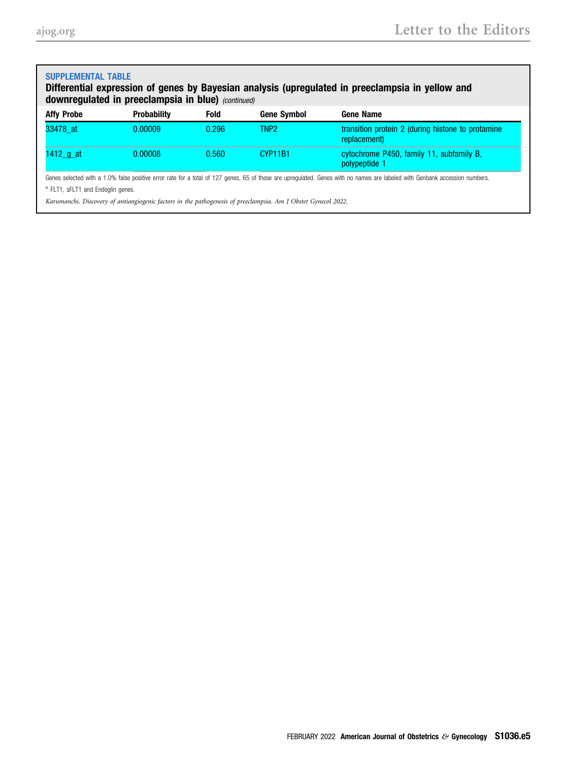**SUPPLEMENTAL TABLE**

**Differential expression of genes by Bayesian analysis (upregulated in preeclampsia in yellow and downregulated in preeclampsia in blue)** *(continued)*

| Affy Probe | Probability | Fold | Gene Symbol | Gene Name |
|---|---|---|---|---|
| 33478_at | 0.00009 | 0.296 | TNP2 | transition protein 2 (during histone to protamine replacement) |
| 1412_g_at | 0.00008 | 0.560 | CYP11B1 | cytochrome P450, family 11, subfamily B, polypeptide 1 |

Genes selected with a 1.0% false positive error rate for a total of 127 genes, 65 of these are upregulated. Genes with no names are labeled with Genbank accession numbers.

[a] FLT1, sFLT1 and Endoglin genes.

*Karumanchi. Discovery of antiangiogenic factors in the pathogenesis of preeclampsia. Am J Obstet Gynecol 2022.*